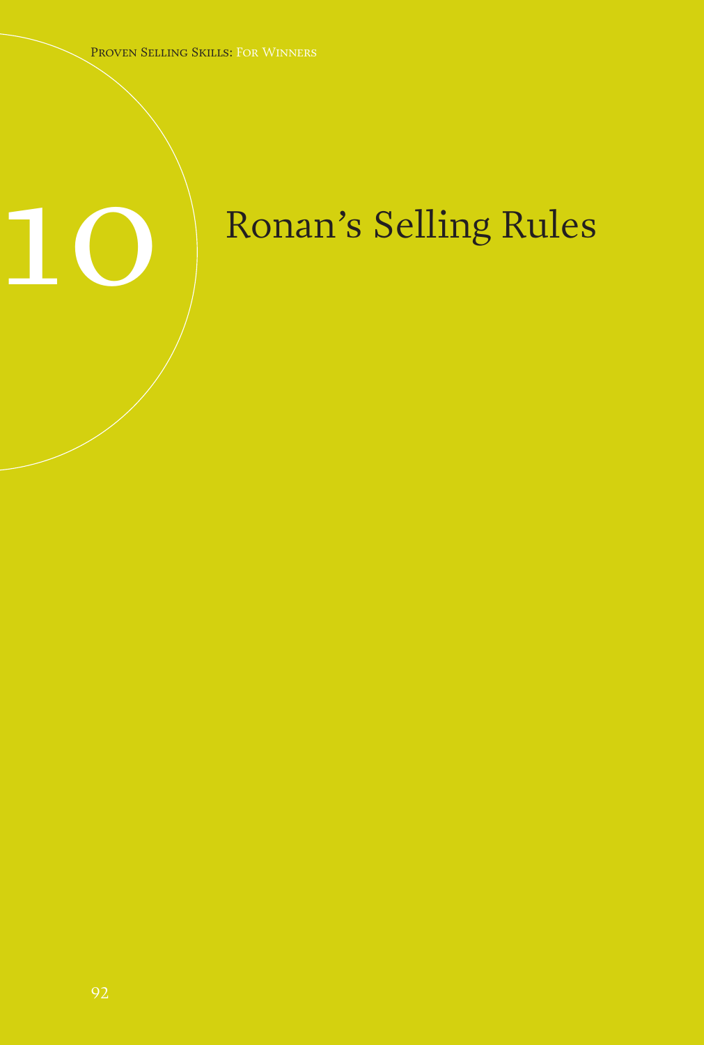# 10 Ronan's Selling Rules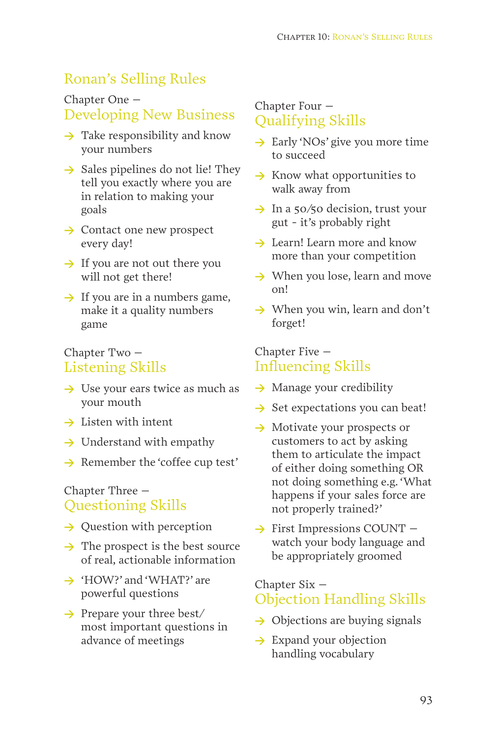# Ronan's Selling Rules

## Chapter One – Developing New Business

- Take responsibility and know your numbers
- Sales pipelines do not lie! They tell you exactly where you are in relation to making your goals
- Contact one new prospect every day!
- If you are not out there you will not get there!
- If you are in a numbers game, make it a quality numbers game

## Chapter Two – Listening Skills

- Use your ears twice as much as your mouth
- Listen with intent
- Understand with empathy
- Remember the 'coffee cup test'

## Chapter Three – Questioning Skills

- Question with perception
- The prospect is the best source of real, actionable information
- 'HOW?' and 'WHAT?' are powerful questions
- Prepare your three best/ most important questions in advance of meetings

## Chapter Four – Qualifying Skills

- Early 'NOs' give you more time to succeed
- Know what opportunities to walk away from
- In a 50/50 decision, trust your gut - it's probably right
- Learn! Learn more and know more than your competition
- When you lose, learn and move on!
- When you win, learn and don't forget!

## Chapter Five – Influencing Skills

- Manage your credibility
- Set expectations you can beat!
- Motivate your prospects or customers to act by asking them to articulate the impact of either doing something OR not doing something e.g. 'What happens if your sales force are not properly trained?'
- First Impressions COUNT – watch your body language and be appropriately groomed

## Chapter Six – Objection Handling Skills

- Objections are buying signals
- Expand your objection handling vocabulary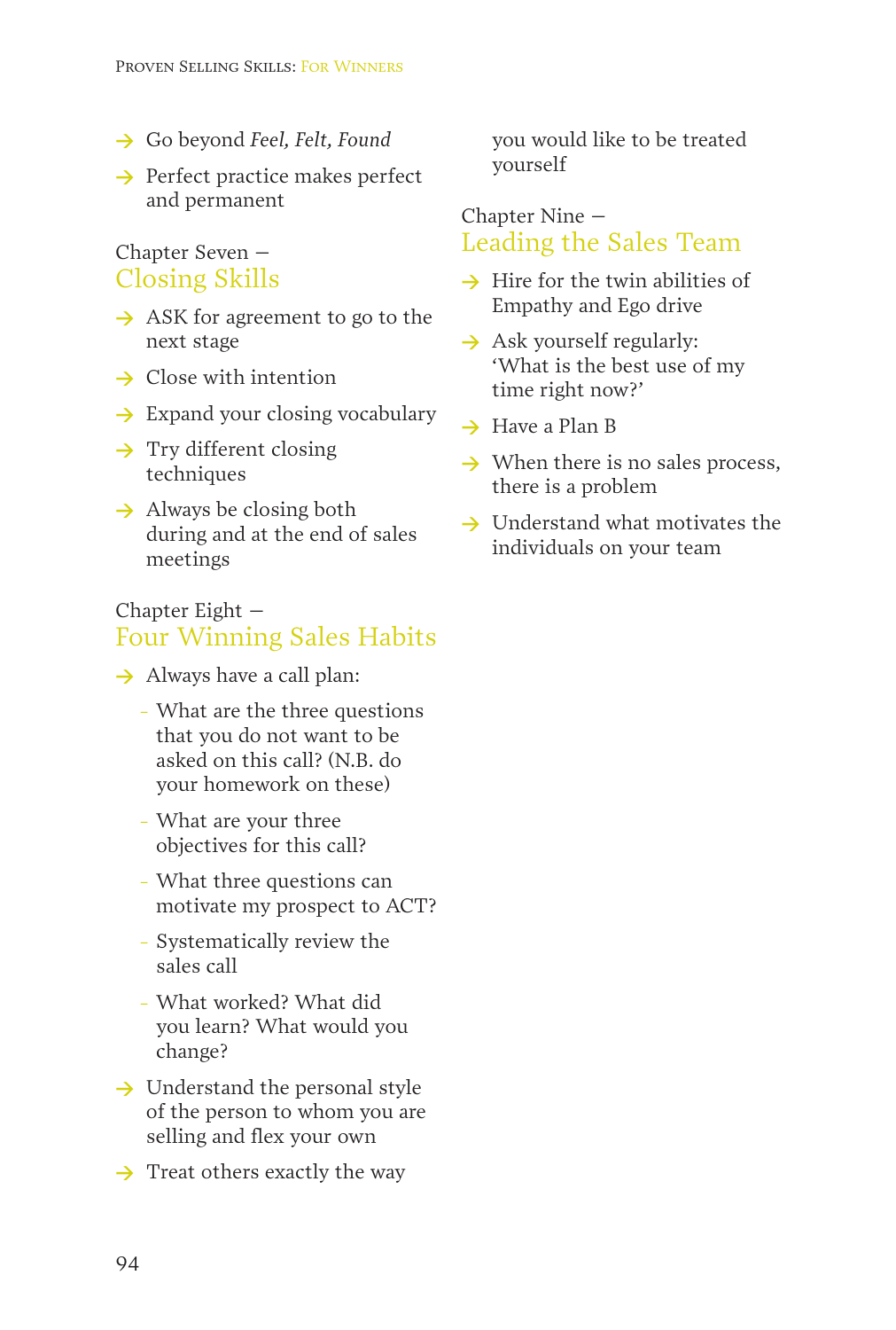- Go beyond *Feel, Felt, Found*
- Perfect practice makes perfect and permanent

Chapter Seven –
## Closing Skills

- ASK for agreement to go to the next stage
- Close with intention
- Expand your closing vocabulary
- Try different closing techniques
- Always be closing both during and at the end of sales meetings

Chapter Eight –
## Four Winning Sales Habits

- Always have a call plan:
  - What are the three questions that you do not want to be asked on this call? (N.B. do your homework on these)
  - What are your three objectives for this call?
  - What three questions can motivate my prospect to ACT?
  - Systematically review the sales call
  - What worked? What did you learn? What would you change?
- Understand the personal style of the person to whom you are selling and flex your own
- Treat others exactly the way you would like to be treated yourself

Chapter Nine –
## Leading the Sales Team

- Hire for the twin abilities of Empathy and Ego drive
- Ask yourself regularly: 'What is the best use of my time right now?'
- Have a Plan B
- When there is no sales process, there is a problem
- Understand what motivates the individuals on your team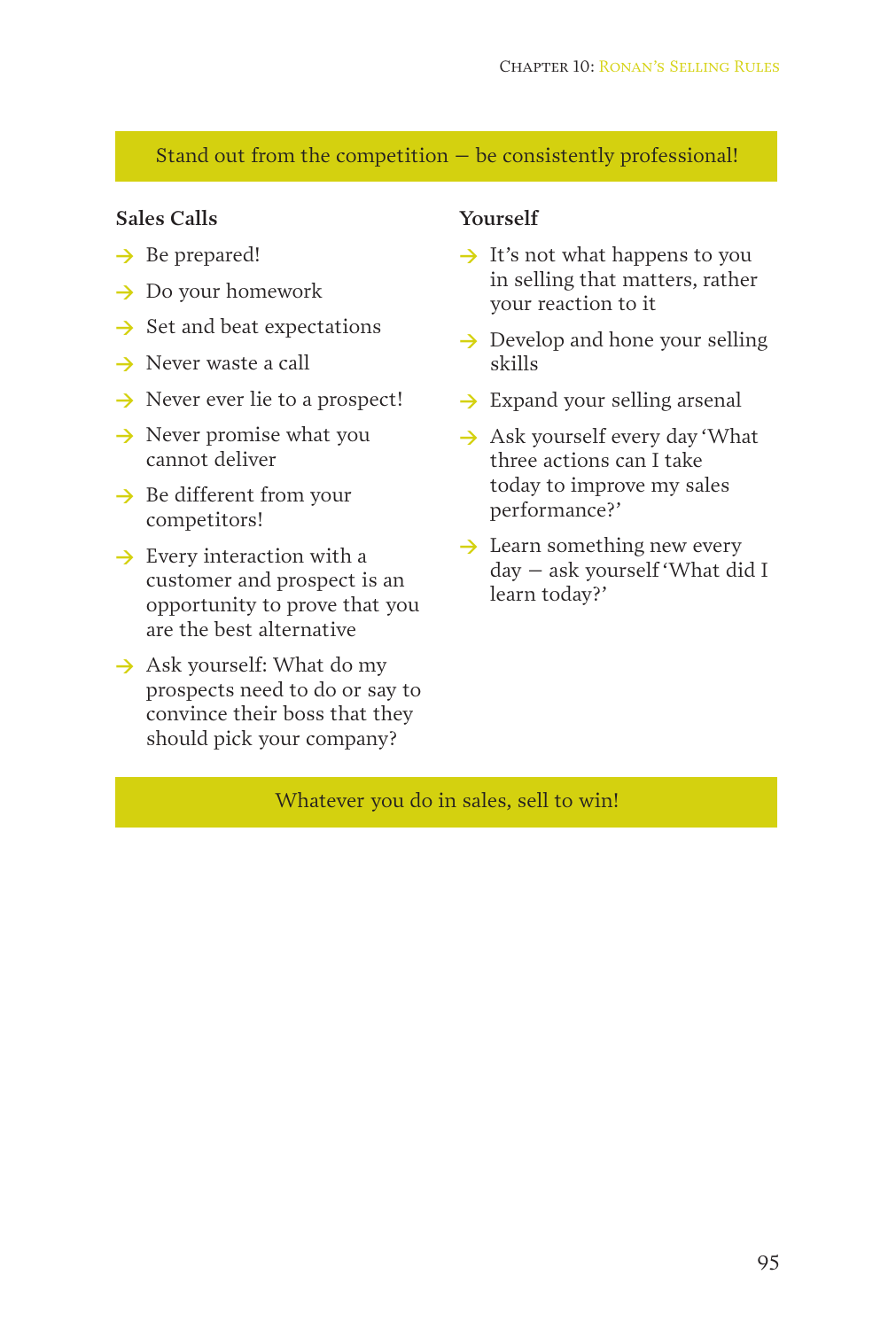**Stand out from the competition – be consistently professional!**

### Sales Calls

- Be prepared!
- Do your homework
- Set and beat expectations
- Never waste a call
- Never ever lie to a prospect!
- Never promise what you cannot deliver
- Be different from your competitors!
- Every interaction with a customer and prospect is an opportunity to prove that you are the best alternative
- Ask yourself: What do my prospects need to do or say to convince their boss that they should pick your company?

### Yourself

- It's not what happens to you in selling that matters, rather your reaction to it
- Develop and hone your selling skills
- Expand your selling arsenal
- Ask yourself every day 'What three actions can I take today to improve my sales performance?'
- Learn something new every day – ask yourself 'What did I learn today?'

**Whatever you do in sales, sell to win!**